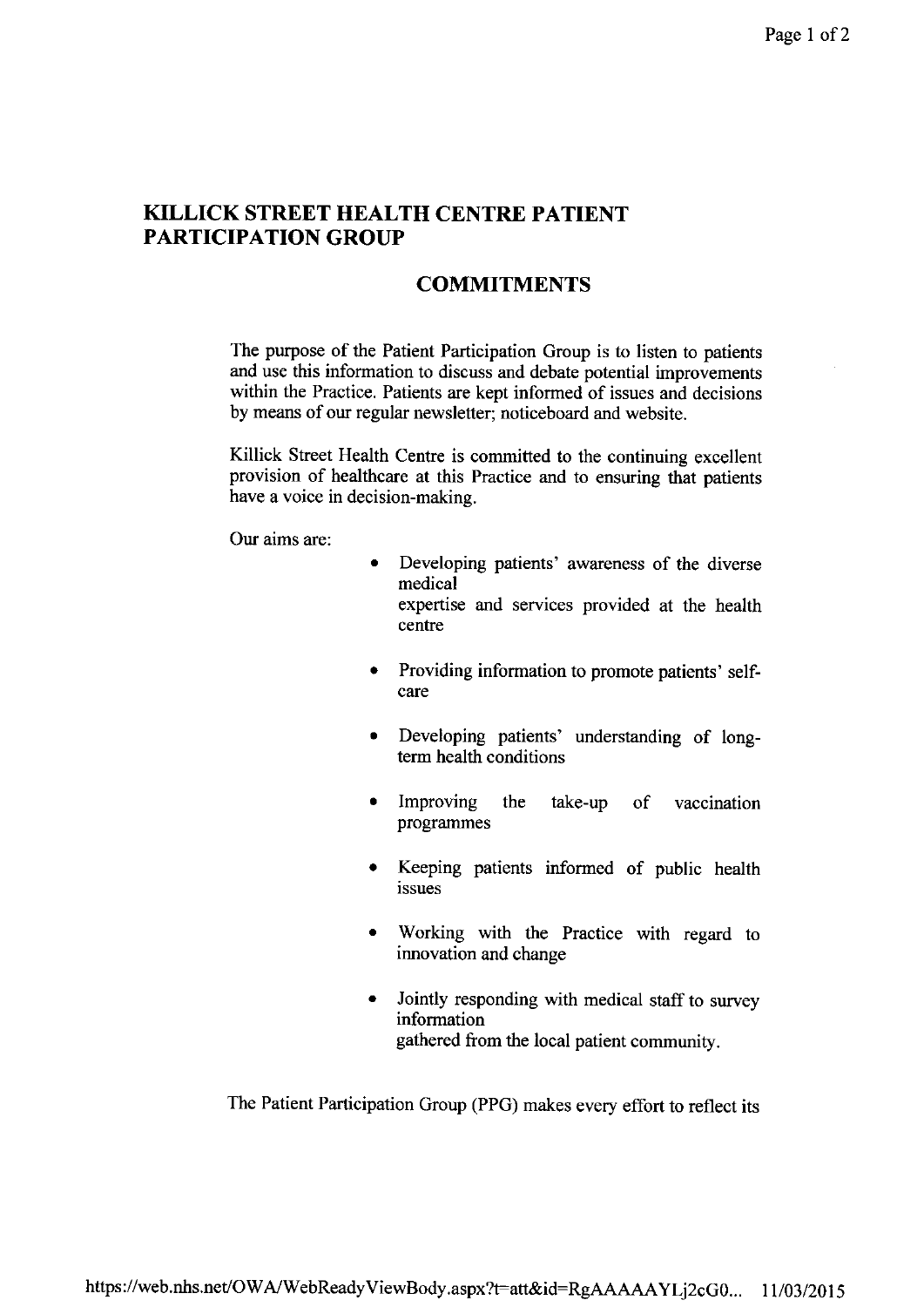## KILLICK STREET HEALTH CENTRE PATIENT PARTICIPATION GROUP

### COMMITMENTS

The purpose of the Patient Participation Group is to listen to patients and use this information to discuss and debate potential improvements within the Practice. Patients are kept informed of issues and decisions by means of our regular newsletter; noticeboard and website.

Killick Street Health Centre is committed to the continuing excellent provision of healthcare at this Practice and to ensuring that patients have a voice in decision-making.

Our aims are:

- Developing patients' awareness of the diverse medical expertise and services provided at the health centre
- Providing information to promote patients' self-care
- Developing patients' understanding of long-term health conditions
- Improving the take-up of vaccination programmes
- Keeping patients informed of public health issues
- Working with the Practice with regard to innovation and change
- Jointly responding with medical staff to survey information gathered from the local patient community.

The Patient Participation Group (PPG) makes every effort to reflect its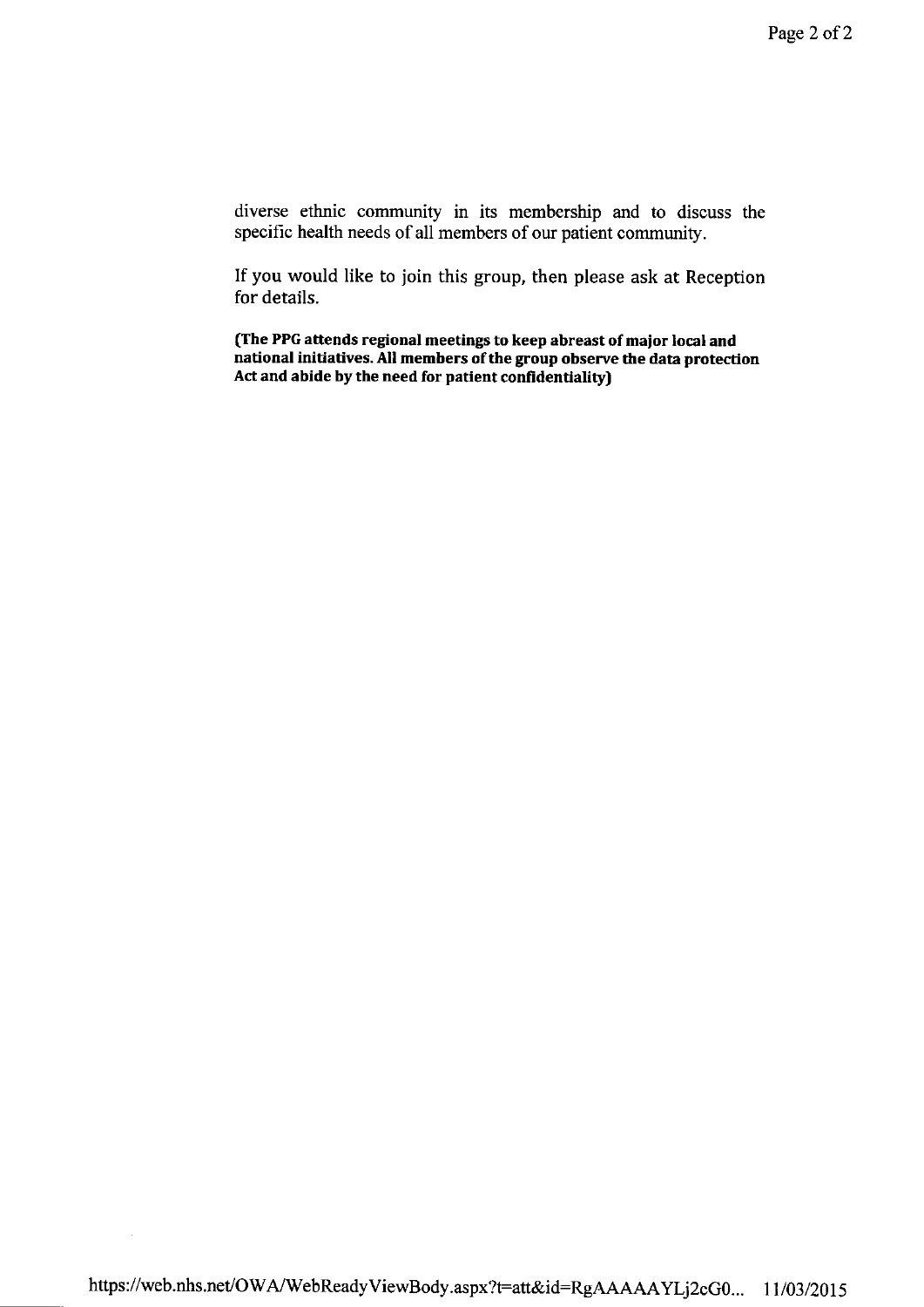diverse ethnic community in its membership and to discuss the specific health needs of all members of our patient community.

If you would like to join this group, then please ask at Reception for details.

**(The PPG attends regional meetings to keep abreast of major local and national initiatives. All members of the group observe the data protection Act and abide by the need for patient confidentiality)**